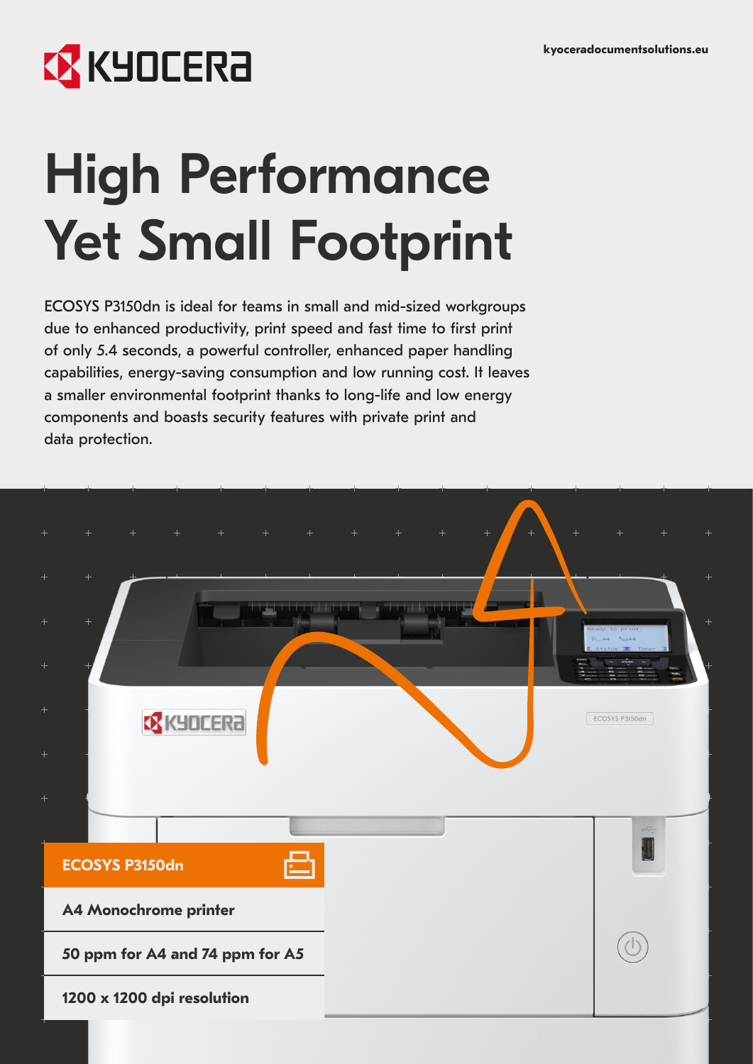kyoceradocumentsolutions.eu

# High Performance Yet Small Footprint

ECOSYS P3150dn is ideal for teams in small and mid-sized workgroups due to enhanced productivity, print speed and fast time to first print of only 5.4 seconds, a powerful controller, enhanced paper handling capabilities, energy-saving consumption and low running cost. It leaves a smaller environmental footprint thanks to long-life and low energy components and boasts security features with private print and data protection.

**ECOSYS P3150dn**

**A4 Monochrome printer**

**50 ppm for A4 and 74 ppm for A5**

**1200 x 1200 dpi resolution**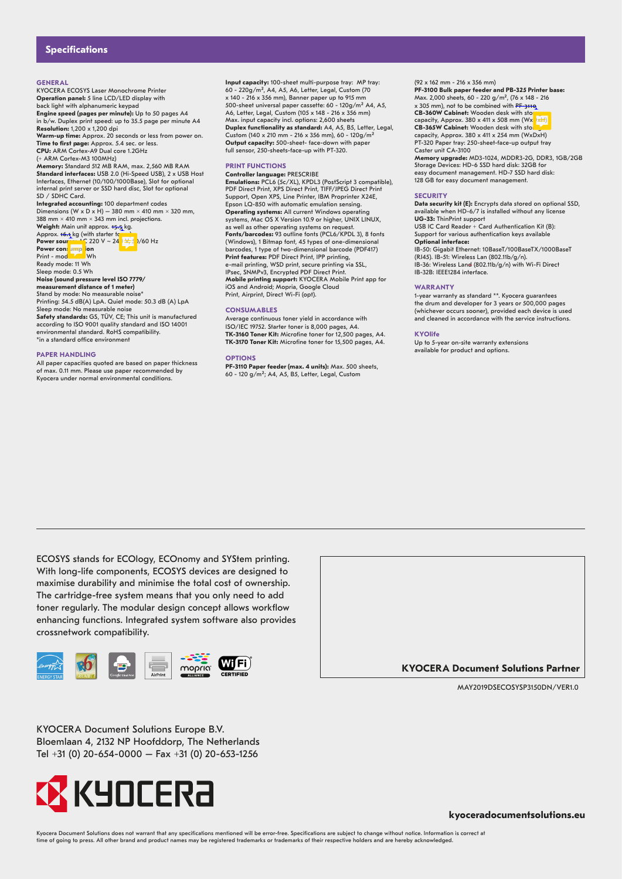## Specifications

### GENERAL

KYOCERA ECOSYS Laser Monochrome Printer
**Operation panel:** 5 line LCD/LED display with back light with alphanumeric keypad
**Engine speed (pages per minute):** Up to 50 pages A4 in b/w. Duplex print speed: up to 35.5 page per minute A4
**Resolution:** 1,200 x 1,200 dpi
**Warm-up time:** Approx. 20 seconds or less from power on.
**Time to first page:** Approx. 5.4 sec. or less.
**CPU:** ARM Cortex-A9 Dual core 1.2GHz (+ ARM Cortex-M3 100MHz)
**Memory:** Standard 512 MB RAM, max. 2,560 MB RAM
**Standard interfaces:** USB 2.0 (Hi-Speed USB), 2 x USB Host Interfaces, Ethernet (10/100/1000Base), Slot for optional internal print server or SSD hard disc, Slot for optional SD / SDHC Card.
**Integrated accounting:** 100 department codes
Dimensions (W x D x H) — 380 mm × 410 mm × 320 mm, 388 mm × 410 mm × 343 mm incl. projections.
**Weight:** Main unit approx. 15.5 kg.
Approx. 16.1 kg (with starter to
**Power sour** C 220 V ~ 24 /60 Hz
**Power con** on
Print - mod Wh
Ready mode: 11 Wh
Sleep mode: 0.5 Wh
**Noise (sound pressure level ISO 7779/ measurement distance of 1 meter)**
Stand by mode: No measurable noise*
Printing: 54.5 dB(A) LpA. Quiet mode: 50.3 dB (A) LpA
Sleep mode: No measurable noise
**Safety standards:** GS, TÜV, CE; This unit is manufactured according to ISO 9001 quality standard and ISO 14001 environmental standard. RoHS compatibility.
*in a standard office environment

### PAPER HANDLING

All paper capacities quoted are based on paper thickness of max. 0.11 mm. Please use paper recommended by Kyocera under normal environmental conditions.

**Input capacity:** 100-sheet multi-purpose tray: MP tray: 60 - 220g/m², A4, A5, A6, Letter, Legal, Custom (70 x 140 - 216 x 356 mm), Banner paper up to 915 mm 500-sheet universal paper cassette: 60 - 120g/m² A4, A5, A6, Letter, Legal, Custom (105 x 148 - 216 x 356 mm) Max. input capacity incl. options: 2,600 sheets
**Duplex functionality as standard:** A4, A5, B5, Letter, Legal, Custom (140 x 210 mm - 216 x 356 mm), 60 - 120g/m²
**Output capacity:** 500-sheet- face-down with paper full sensor, 250-sheets-face-up with PT-320.

### PRINT FUNCTIONS

**Controller language:** PRESCRIBE
**Emulations:** PCL6 (5c/XL), KPDL3 (PostScript 3 compatible), PDF Direct Print, XPS Direct Print, TIFF/JPEG Direct Print Support, Open XPS, Line Printer, IBM Proprinter X24E, Epson LQ-850 with automatic emulation sensing.
**Operating systems:** All current Windows operating systems, Mac OS X Version 10.9 or higher, UNIX LINUX, as well as other operating systems on request.
**Fonts/barcodes:** 93 outline fonts (PCL6/KPDL 3), 8 fonts (Windows), 1 Bitmap font, 45 types of one-dimensional barcodes, 1 type of two-dimensional barcode (PDF417)
**Print features:** PDF Direct Print, IPP printing, e-mail printing, WSD print, secure printing via SSL, IPsec, SNMPv3, Encrypted PDF Direct Print.
**Mobile printing support:** KYOCERA Mobile Print app for iOS and Android; Mopria, Google Cloud Print, Airprint, Direct Wi-Fi (opt).

### CONSUMABLES

Average continuous toner yield in accordance with ISO/IEC 19752. Starter toner is 8,000 pages, A4.
**TK-3160 Toner Kit:** Microfine toner for 12,500 pages, A4.
**TK-3170 Toner Kit:** Microfine toner for 15,500 pages, A4.

### OPTIONS

**PF-3110 Paper feeder (max. 4 units):** Max. 500 sheets, 60 - 120 g/m²; A4, A5, B5, Letter, Legal, Custom (92 x 162 mm - 216 x 356 mm)
**PF-3100 Bulk paper feeder and PB-325 Printer base:** Max. 2,000 sheets, 60 - 220 g/m², (76 x 148 - 216 x 305 mm), not to be combined with PF-3110
**CB-360W Cabinet:** Wooden desk with sto capacity, Approx. 380 x 411 x 508 mm (Wx
**CB-365W Cabinet:** Wooden desk with sto capacity, Approx. 380 x 411 x 254 mm (WxDxH)
PT-320 Paper tray: 250-sheet-face-up output tray
Caster unit CA-3100
**Memory upgrade:** MD3-1024, MDDR3-2G, DDR3, 1GB/2GB
Storage Devices: HD-6 SSD hard disk: 32GB for easy document management. HD-7 SSD hard disk: 128 GB for easy document management.

### SECURITY

**Data security kit (E):** Encrypts data stored on optional SSD, available when HD-6/7 is installed without any license
**UG-33:** ThinPrint support
USB IC Card Reader + Card Authentication Kit (B): Support for various authentication keys available
**Optional interface:**
IB-50: Gigabit Ethernet: 10BaseT/100BaseTX/1000BaseT (RJ45). IB-51: Wireless Lan (802.11b/g/n).
IB-36: Wireless Land (802.11b/g/n) with Wi-Fi Direct
IB-32B: IEEE1284 interface.

### WARRANTY

1-year warranty as standard **. Kyocera guarantees the drum and developer for 3 years or 500,000 pages (whichever occurs sooner), provided each device is used and cleaned in accordance with the service instructions.

### KYOlife

Up to 5-year on-site warranty extensions available for product and options.

---

ECOSYS stands for ECOlogy, ECOnomy and SYStem printing. With long-life components, ECOSYS devices are designed to maximise durability and minimise the total cost of ownership. The cartridge-free system means that you only need to add toner regularly. The modular design concept allows workflow enhancing functions. Integrated system software also provides crossnetwork compatibility.

**KYOCERA Document Solutions Partner**

MAY2019DSECOSYSP3150DN/VER1.0

KYOCERA Document Solutions Europe B.V.
Bloemlaan 4, 2132 NP Hoofddorp, The Netherlands
Tel +31 (0) 20-654-0000 — Fax +31 (0) 20-653-1256

**kyoceradocumentsolutions.eu**

Kyocera Document Solutions does not warrant that any specifications mentioned will be error-free. Specifications are subject to change without notice. Information is correct at time of going to press. All other brand and product names may be registered trademarks or trademarks of their respective holders and are hereby acknowledged.